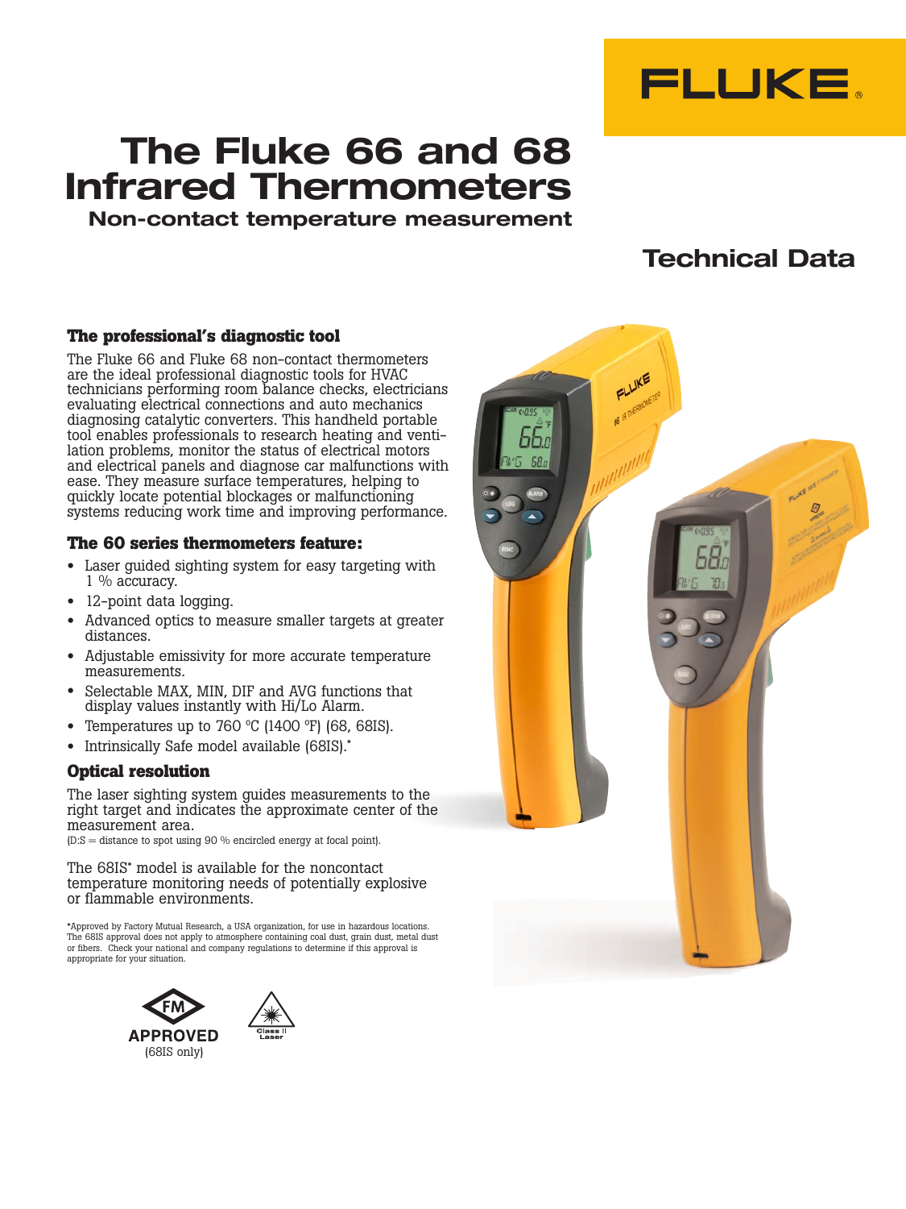# The Fluke 66 and 68 Infrared Thermometers

**Non-contact temperature measurement**

**Technical Data**

## The professional's diagnostic tool

The Fluke 66 and Fluke 68 non-contact thermometers are the ideal professional diagnostic tools for HVAC technicians performing room balance checks, electricians evaluating electrical connections and auto mechanics diagnosing catalytic converters. This handheld portable tool enables professionals to research heating and ventilation problems, monitor the status of electrical motors and electrical panels and diagnose car malfunctions with ease. They measure surface temperatures, helping to quickly locate potential blockages or malfunctioning systems reducing work time and improving performance.

## The 60 series thermometers feature:

- Laser guided sighting system for easy targeting with 1 % accuracy.
- 12-point data logging.
- Advanced optics to measure smaller targets at greater distances.
- Adjustable emissivity for more accurate temperature measurements.
- Selectable MAX, MIN, DIF and AVG functions that display values instantly with Hi/Lo Alarm.
- Temperatures up to 760 °C (1400 °F) (68, 68IS).
- Intrinsically Safe model available (68IS).*

## Optical resolution

The laser sighting system guides measurements to the right target and indicates the approximate center of the measurement area.

(D:S = distance to spot using 90 % encircled energy at focal point).

The 68IS* model is available for the noncontact temperature monitoring needs of potentially explosive or flammable environments.

*Approved by Factory Mutual Research, a USA organization, for use in hazardous locations. The 68IS approval does not apply to atmosphere containing coal dust, grain dust, metal dust or fibers. Check your national and company regulations to determine if this approval is appropriate for your situation.

FM APPROVED (68IS only)

Class II Laser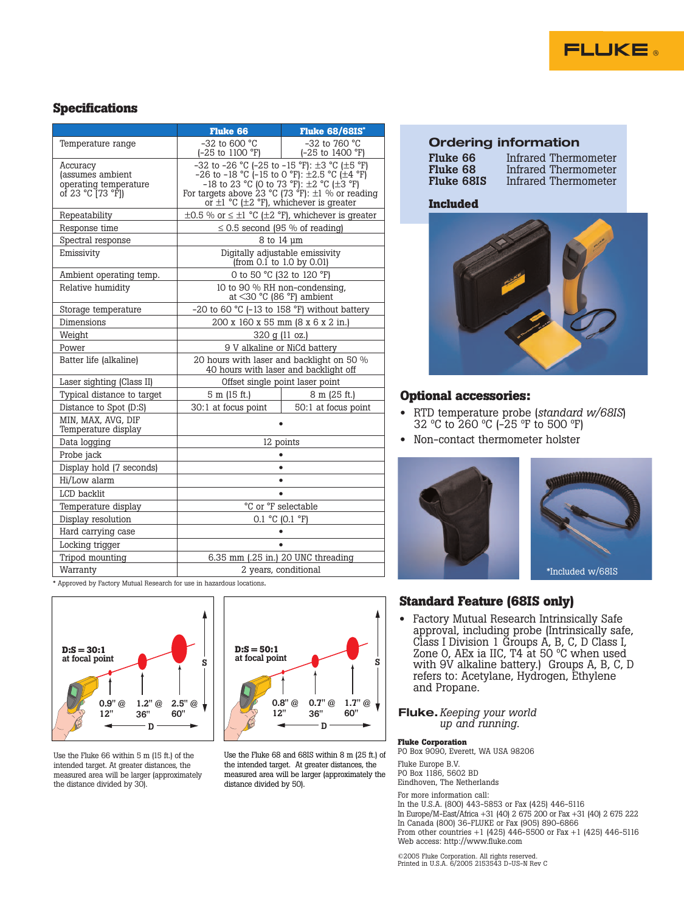## Specifications

| | Fluke 66 | Fluke 68/68IS* |
|---|---|---|
| Temperature range | -32 to 600 °C (-25 to 1100 °F) | -32 to 760 °C (-25 to 1400 °F) |
| Accuracy (assumes ambient operating temperature of 23 °C [73 °F]) | -32 to -26 °C (-25 to -15 °F): ±3 °C (±5 °F)<br>-26 to -18 °C (-15 to 0 °F): ±2.5 °C (±4 °F)<br>-18 to 23 °C (0 to 73 °F): ±2 °C (±3 °F)<br>For targets above 23 °C (73 °F): ±1 % or reading or ±1 °C (±2 °F), whichever is greater | |
| Repeatability | ±0.5 % or ≤ ±1 °C (±2 °F), whichever is greater | |
| Response time | ≤ 0.5 second (95 % of reading) | |
| Spectral response | 8 to 14 µm | |
| Emissivity | Digitally adjustable emissivity (from 0.1 to 1.0 by 0.01) | |
| Ambient operating temp. | 0 to 50 °C (32 to 120 °F) | |
| Relative humidity | 10 to 90 % RH non-condensing, at <30 °C (86 °F) ambient | |
| Storage temperature | -20 to 60 °C (-13 to 158 °F) without battery | |
| Dimensions | 200 x 160 x 55 mm (8 x 6 x 2 in.) | |
| Weight | 320 g (11 oz.) | |
| Power | 9 V alkaline or NiCd battery | |
| Batter life (alkaline) | 20 hours with laser and backlight on 50 %<br>40 hours with laser and backlight off | |
| Laser sighting (Class II) | Offset single point laser point | |
| Typical distance to target | 5 m (15 ft.) | 8 m (25 ft.) |
| Distance to Spot (D:S) | 30:1 at focus point | 50:1 at focus point |
| MIN, MAX, AVG, DIF Temperature display | • | |
| Data logging | 12 points | |
| Probe jack | • | |
| Display hold (7 seconds) | • | |
| Hi/Low alarm | • | |
| LCD backlit | • | |
| Temperature display | °C or °F selectable | |
| Display resolution | 0.1 °C (0.1 °F) | |
| Hard carrying case | • | |
| Locking trigger | • | |
| Tripod mounting | 6.35 mm (.25 in.) 20 UNC threading | |
| Warranty | 2 years, conditional | |

* Approved by Factory Mutual Research for use in hazardous locations.

D:S = 30:1
at focal point
0.9" @ 12"
1.2" @ 36"
2.5" @ 60"
S
D

Use the Fluke 66 within 5 m (15 ft.) of the intended target. At greater distances, the measured area will be larger (approximately the distance divided by 30).

D:S = 50:1
at focal point
0.8" @ 12"
0.7" @ 36"
1.7" @ 60"
S
D

Use the Fluke 68 and 68IS within 8 m (25 ft.) of the intended target. At greater distances, the measured area will be larger (approximately the distance divided by 50).

## Ordering information

**Fluke 66** Infrared Thermometer
**Fluke 68** Infrared Thermometer
**Fluke 68IS** Infrared Thermometer

### Included

## Optional accessories:

- RTD temperature probe (*standard w/68IS*) 32 °C to 260 °C (-25 °F to 500 °F)
- Non-contact thermometer holster

*Included w/68IS

## Standard Feature (68IS only)

- Factory Mutual Research Intrinsically Safe approval, including probe (Intrinsically safe, Class I Division 1 Groups A, B, C, D Class I, Zone 0, AEx ia IIC, T4 at 50 °C when used with 9V alkaline battery.) Groups A, B, C, D refers to: Acetylane, Hydrogen, Ethylene and Propane.

**Fluke.** *Keeping your world up and running.*

**Fluke Corporation**
PO Box 9090, Everett, WA USA 98206

Fluke Europe B.V.
PO Box 1186, 5602 BD
Eindhoven, The Netherlands

For more information call:
In the U.S.A. (800) 443-5853 or Fax (425) 446-5116
In Europe/M-East/Africa +31 (40) 2 675 200 or Fax +31 (40) 2 675 222
In Canada (800) 36-FLUKE or Fax (905) 890-6866
From other countries +1 (425) 446-5500 or Fax +1 (425) 446-5116
Web access: http://www.fluke.com

©2005 Fluke Corporation. All rights reserved.
Printed in U.S.A. 6/2005 2153543 D-US-N Rev C